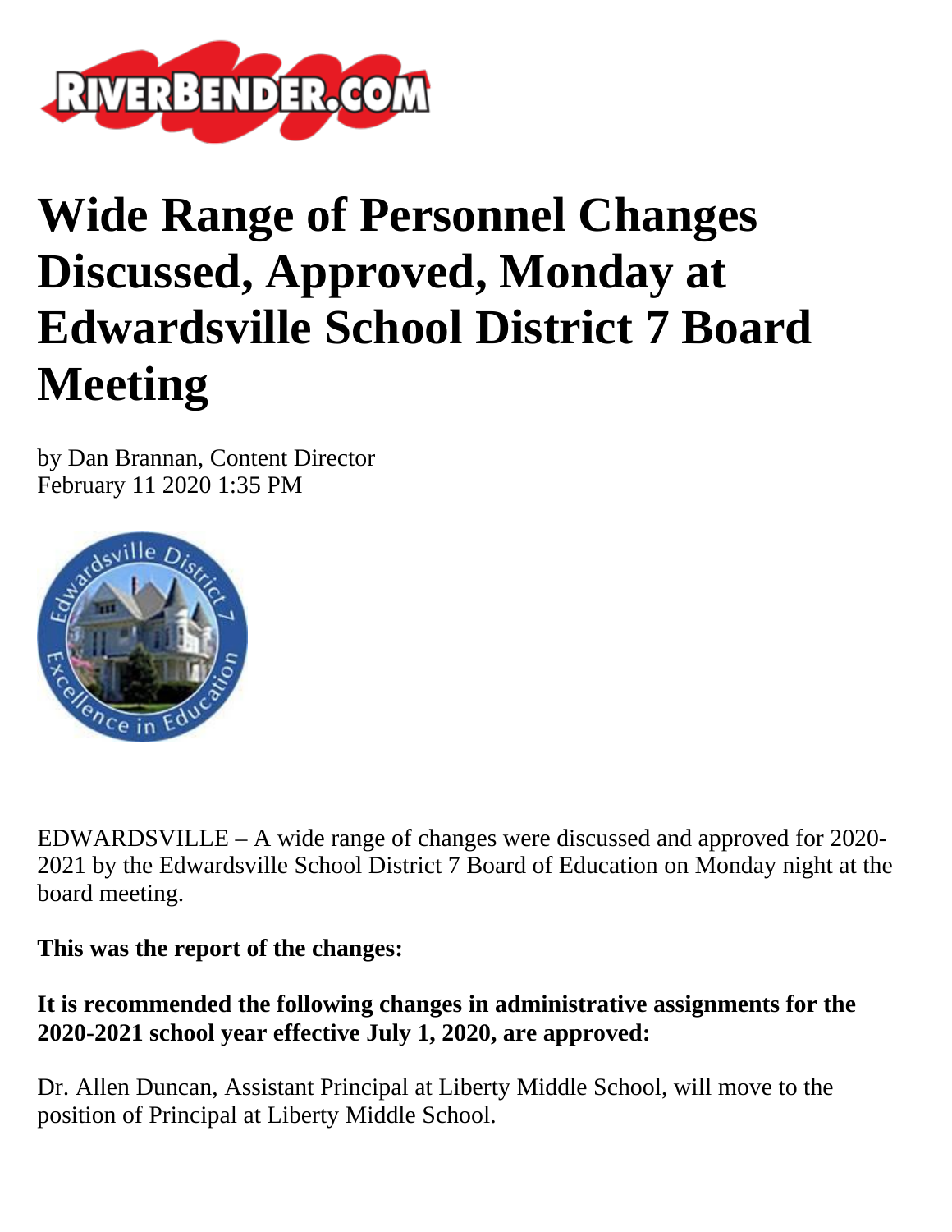# Wide Range of Personnel Changes Discussed, Approved, Monday at Edwardsville School District 7 Board Meeting

by Dan Brannan, Content Director
February 11 2020 1:35 PM

EDWARDSVILLE – A wide range of changes were discussed and approved for 2020-2021 by the Edwardsville School District 7 Board of Education on Monday night at the board meeting.

**This was the report of the changes:**

**It is recommended the following changes in administrative assignments for the 2020-2021 school year effective July 1, 2020, are approved:**

Dr. Allen Duncan, Assistant Principal at Liberty Middle School, will move to the position of Principal at Liberty Middle School.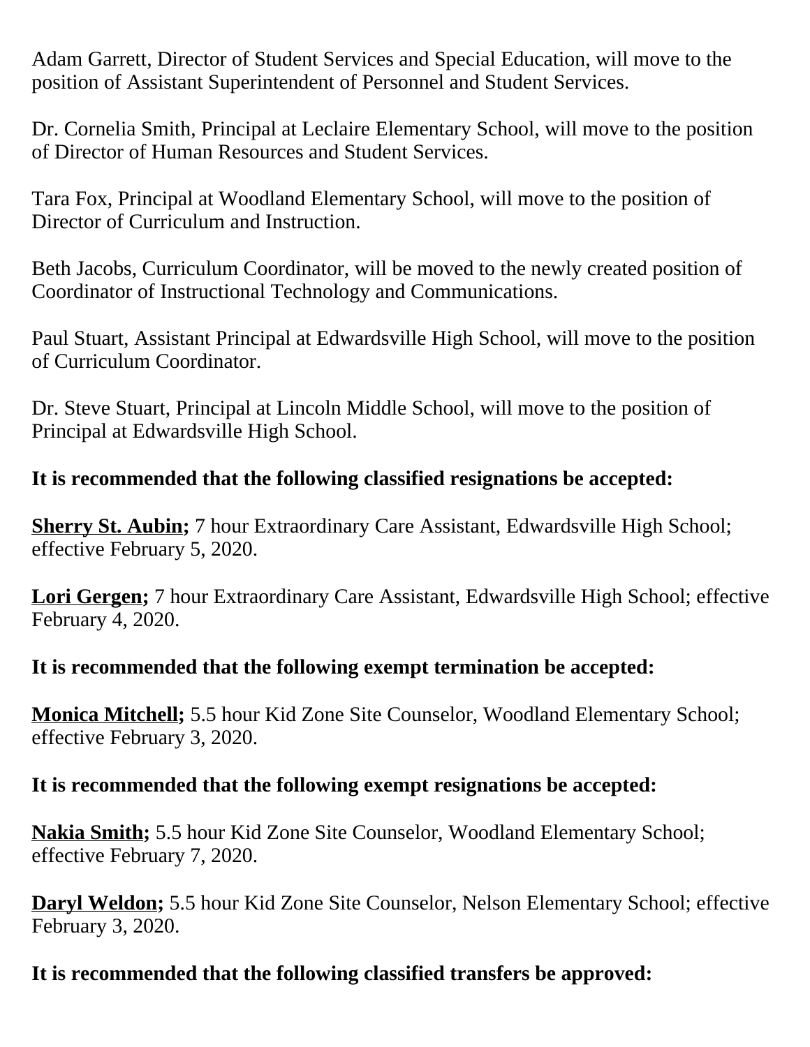Adam Garrett, Director of Student Services and Special Education, will move to the position of Assistant Superintendent of Personnel and Student Services.

Dr. Cornelia Smith, Principal at Leclaire Elementary School, will move to the position of Director of Human Resources and Student Services.

Tara Fox, Principal at Woodland Elementary School, will move to the position of Director of Curriculum and Instruction.

Beth Jacobs, Curriculum Coordinator, will be moved to the newly created position of Coordinator of Instructional Technology and Communications.

Paul Stuart, Assistant Principal at Edwardsville High School, will move to the position of Curriculum Coordinator.

Dr. Steve Stuart, Principal at Lincoln Middle School, will move to the position of Principal at Edwardsville High School.

**It is recommended that the following classified resignations be accepted:**

**<u>Sherry St. Aubin</u>;** 7 hour Extraordinary Care Assistant, Edwardsville High School; effective February 5, 2020.

**<u>Lori Gergen</u>;** 7 hour Extraordinary Care Assistant, Edwardsville High School; effective February 4, 2020.

**It is recommended that the following exempt termination be accepted:**

**<u>Monica Mitchell</u>;** 5.5 hour Kid Zone Site Counselor, Woodland Elementary School; effective February 3, 2020.

**It is recommended that the following exempt resignations be accepted:**

**<u>Nakia Smith</u>;** 5.5 hour Kid Zone Site Counselor, Woodland Elementary School; effective February 7, 2020.

**<u>Daryl Weldon</u>;** 5.5 hour Kid Zone Site Counselor, Nelson Elementary School; effective February 3, 2020.

**It is recommended that the following classified transfers be approved:**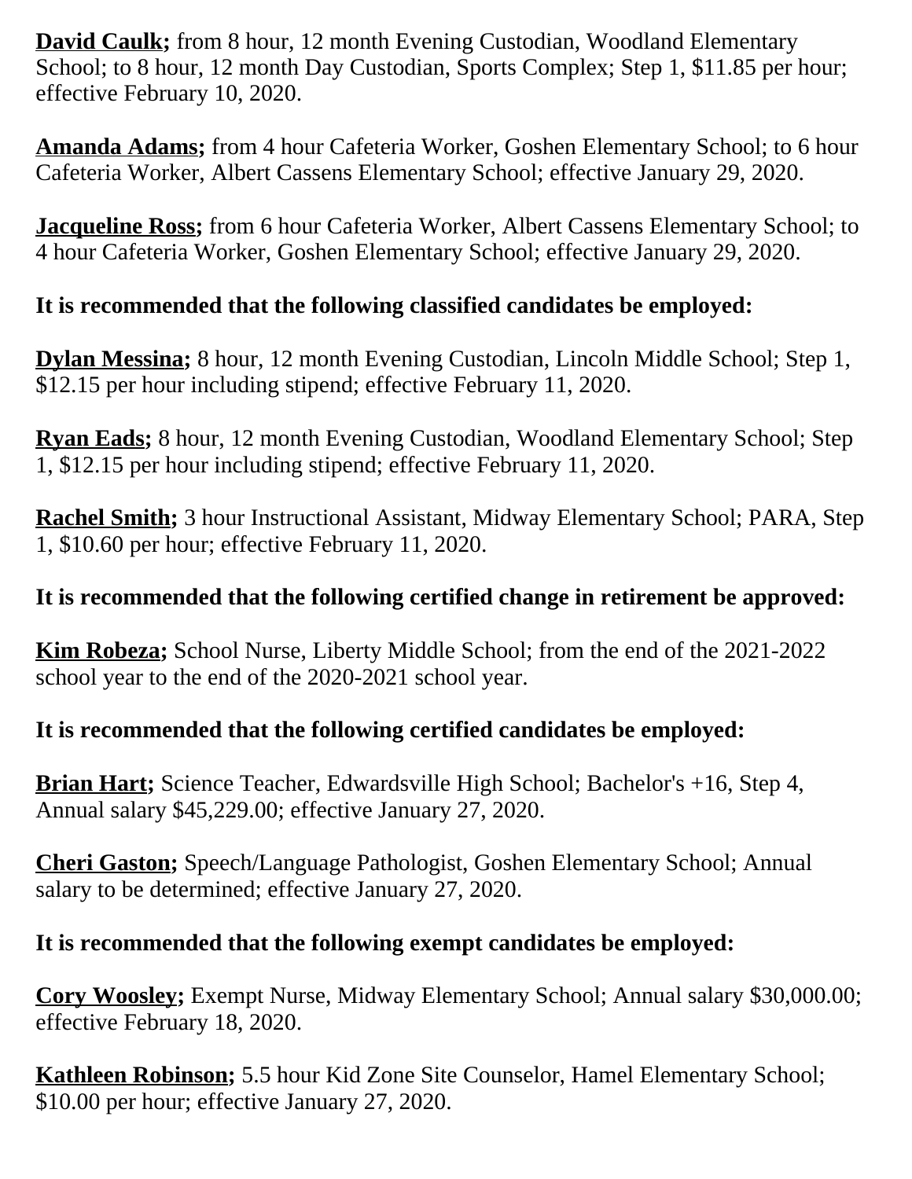**David Caulk;** from 8 hour, 12 month Evening Custodian, Woodland Elementary School; to 8 hour, 12 month Day Custodian, Sports Complex; Step 1, $11.85 per hour; effective February 10, 2020.

**Amanda Adams;** from 4 hour Cafeteria Worker, Goshen Elementary School; to 6 hour Cafeteria Worker, Albert Cassens Elementary School; effective January 29, 2020.

**Jacqueline Ross;** from 6 hour Cafeteria Worker, Albert Cassens Elementary School; to 4 hour Cafeteria Worker, Goshen Elementary School; effective January 29, 2020.

**It is recommended that the following classified candidates be employed:**

**Dylan Messina;** 8 hour, 12 month Evening Custodian, Lincoln Middle School; Step 1, $12.15 per hour including stipend; effective February 11, 2020.

**Ryan Eads;** 8 hour, 12 month Evening Custodian, Woodland Elementary School; Step 1, $12.15 per hour including stipend; effective February 11, 2020.

**Rachel Smith;** 3 hour Instructional Assistant, Midway Elementary School; PARA, Step 1, $10.60 per hour; effective February 11, 2020.

**It is recommended that the following certified change in retirement be approved:**

**Kim Robeza;** School Nurse, Liberty Middle School; from the end of the 2021-2022 school year to the end of the 2020-2021 school year.

**It is recommended that the following certified candidates be employed:**

**Brian Hart;** Science Teacher, Edwardsville High School; Bachelor's +16, Step 4, Annual salary $45,229.00; effective January 27, 2020.

**Cheri Gaston;** Speech/Language Pathologist, Goshen Elementary School; Annual salary to be determined; effective January 27, 2020.

**It is recommended that the following exempt candidates be employed:**

**Cory Woosley;** Exempt Nurse, Midway Elementary School; Annual salary $30,000.00; effective February 18, 2020.

**Kathleen Robinson;** 5.5 hour Kid Zone Site Counselor, Hamel Elementary School; $10.00 per hour; effective January 27, 2020.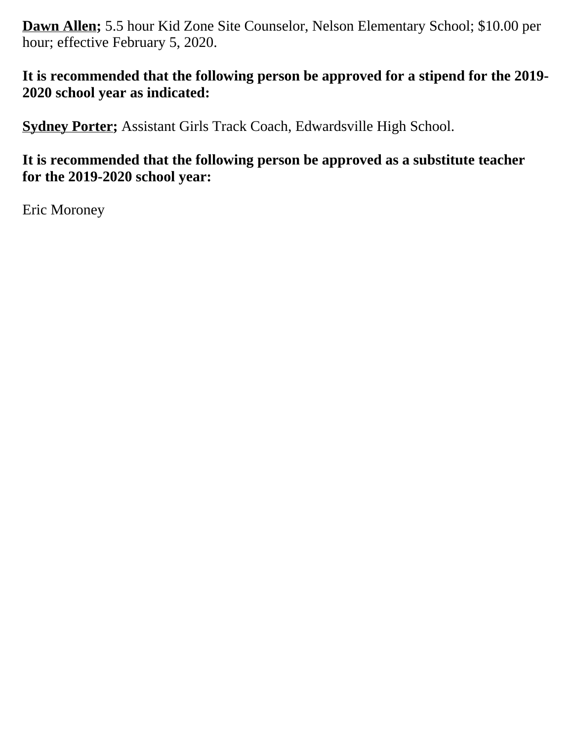**Dawn Allen;** 5.5 hour Kid Zone Site Counselor, Nelson Elementary School; $10.00 per hour; effective February 5, 2020.

**It is recommended that the following person be approved for a stipend for the 2019-2020 school year as indicated:**

**Sydney Porter;** Assistant Girls Track Coach, Edwardsville High School.

**It is recommended that the following person be approved as a substitute teacher for the 2019-2020 school year:**

Eric Moroney